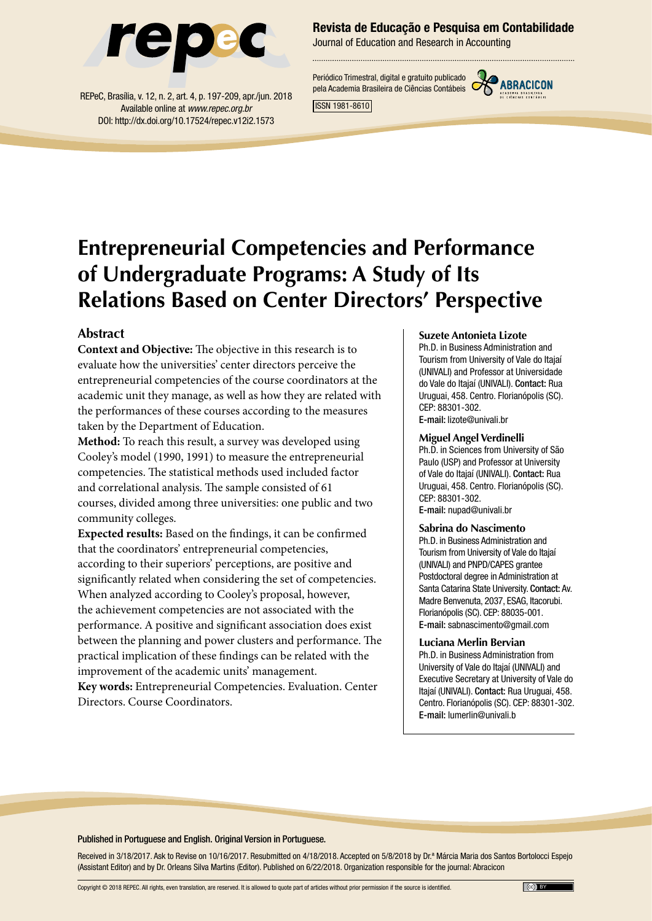# Entrepreneurial Competencies and Performance of Undergraduate Programs: A Study of Its Relations Based on Center Directors' Perspective

## Abstract

**Context and Objective:** The objective in this research is to evaluate how the universities' center directors perceive the entrepreneurial competencies of the course coordinators at the academic unit they manage, as well as how they are related with the performances of these courses according to the measures taken by the Department of Education.

**Method:** To reach this result, a survey was developed using Cooley's model (1990, 1991) to measure the entrepreneurial competencies. The statistical methods used included factor and correlational analysis. The sample consisted of 61 courses, divided among three universities: one public and two community colleges.

**Expected results:** Based on the findings, it can be confirmed that the coordinators' entrepreneurial competencies, according to their superiors' perceptions, are positive and significantly related when considering the set of competencies. When analyzed according to Cooley's proposal, however, the achievement competencies are not associated with the performance. A positive and significant association does exist between the planning and power clusters and performance. The practical implication of these findings can be related with the improvement of the academic units' management.

**Key words:** Entrepreneurial Competencies. Evaluation. Center Directors. Course Coordinators.

**Suzete Antonieta Lizote**
Ph.D. in Business Administration and Tourism from University of Vale do Itajaí (UNIVALI) and Professor at Universidade do Vale do Itajaí (UNIVALI). **Contact:** Rua Uruguai, 458. Centro. Florianópolis (SC). CEP: 88301-302.
**E-mail:** lizote@univali.br

**Miguel Angel Verdinelli**
Ph.D. in Sciences from University of São Paulo (USP) and Professor at University of Vale do Itajaí (UNIVALI). **Contact:** Rua Uruguai, 458. Centro. Florianópolis (SC). CEP: 88301-302.
**E-mail:** nupad@univali.br

**Sabrina do Nascimento**
Ph.D. in Business Administration and Tourism from University of Vale do Itajaí (UNIVALI) and PNPD/CAPES grantee Postdoctoral degree in Administration at Santa Catarina State University. **Contact:** Av. Madre Benvenuta, 2037, ESAG, Itacorubi. Florianópolis (SC). CEP: 88035-001.
**E-mail:** sabnascimento@gmail.com

**Luciana Merlin Bervian**
Ph.D. in Business Administration from University of Vale do Itajaí (UNIVALI) and Executive Secretary at University of Vale do Itajaí (UNIVALI). **Contact:** Rua Uruguai, 458. Centro. Florianópolis (SC). CEP: 88301-302.
**E-mail:** lumerlin@univali.b

Published in Portuguese and English. Original Version in Portuguese.

Received in 3/18/2017. Ask to Revise on 10/16/2017. Resubmitted on 4/18/2018. Accepted on 5/8/2018 by Dr.ª Márcia Maria dos Santos Bortolocci Espejo (Assistant Editor) and by Dr. Orleans Silva Martins (Editor). Published on 6/22/2018. Organization responsible for the journal: Abracicon

Copyright © 2018 REPEC. All rights, even translation, are reserved. It is allowed to quote part of articles without prior permission if the source is identified.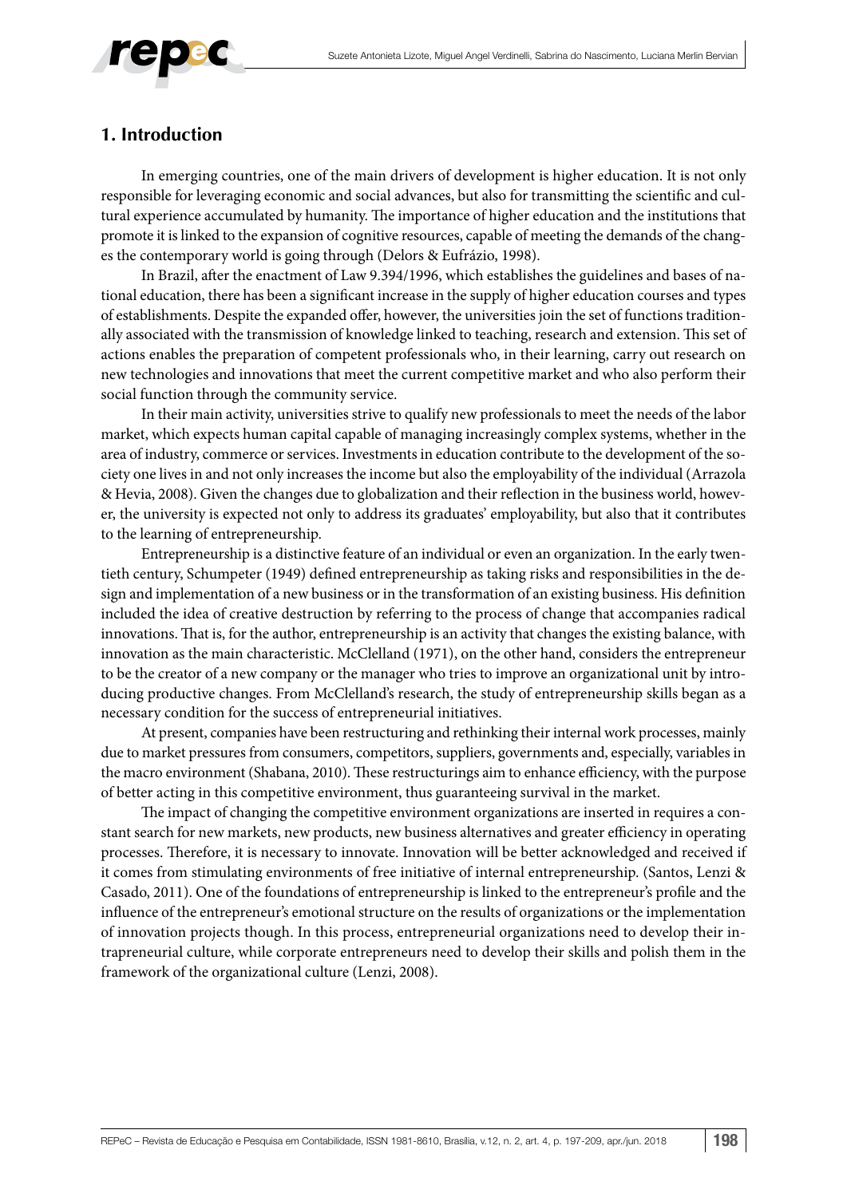## 1. Introduction

In emerging countries, one of the main drivers of development is higher education. It is not only responsible for leveraging economic and social advances, but also for transmitting the scientific and cultural experience accumulated by humanity. The importance of higher education and the institutions that promote it is linked to the expansion of cognitive resources, capable of meeting the demands of the changes the contemporary world is going through (Delors & Eufrázio, 1998).

In Brazil, after the enactment of Law 9.394/1996, which establishes the guidelines and bases of national education, there has been a significant increase in the supply of higher education courses and types of establishments. Despite the expanded offer, however, the universities join the set of functions traditionally associated with the transmission of knowledge linked to teaching, research and extension. This set of actions enables the preparation of competent professionals who, in their learning, carry out research on new technologies and innovations that meet the current competitive market and who also perform their social function through the community service.

In their main activity, universities strive to qualify new professionals to meet the needs of the labor market, which expects human capital capable of managing increasingly complex systems, whether in the area of industry, commerce or services. Investments in education contribute to the development of the society one lives in and not only increases the income but also the employability of the individual (Arrazola & Hevia, 2008). Given the changes due to globalization and their reflection in the business world, however, the university is expected not only to address its graduates' employability, but also that it contributes to the learning of entrepreneurship.

Entrepreneurship is a distinctive feature of an individual or even an organization. In the early twentieth century, Schumpeter (1949) defined entrepreneurship as taking risks and responsibilities in the design and implementation of a new business or in the transformation of an existing business. His definition included the idea of creative destruction by referring to the process of change that accompanies radical innovations. That is, for the author, entrepreneurship is an activity that changes the existing balance, with innovation as the main characteristic. McClelland (1971), on the other hand, considers the entrepreneur to be the creator of a new company or the manager who tries to improve an organizational unit by introducing productive changes. From McClelland's research, the study of entrepreneurship skills began as a necessary condition for the success of entrepreneurial initiatives.

At present, companies have been restructuring and rethinking their internal work processes, mainly due to market pressures from consumers, competitors, suppliers, governments and, especially, variables in the macro environment (Shabana, 2010). These restructurings aim to enhance efficiency, with the purpose of better acting in this competitive environment, thus guaranteeing survival in the market.

The impact of changing the competitive environment organizations are inserted in requires a constant search for new markets, new products, new business alternatives and greater efficiency in operating processes. Therefore, it is necessary to innovate. Innovation will be better acknowledged and received if it comes from stimulating environments of free initiative of internal entrepreneurship. (Santos, Lenzi & Casado, 2011). One of the foundations of entrepreneurship is linked to the entrepreneur's profile and the influence of the entrepreneur's emotional structure on the results of organizations or the implementation of innovation projects though. In this process, entrepreneurial organizations need to develop their intrapreneurial culture, while corporate entrepreneurs need to develop their skills and polish them in the framework of the organizational culture (Lenzi, 2008).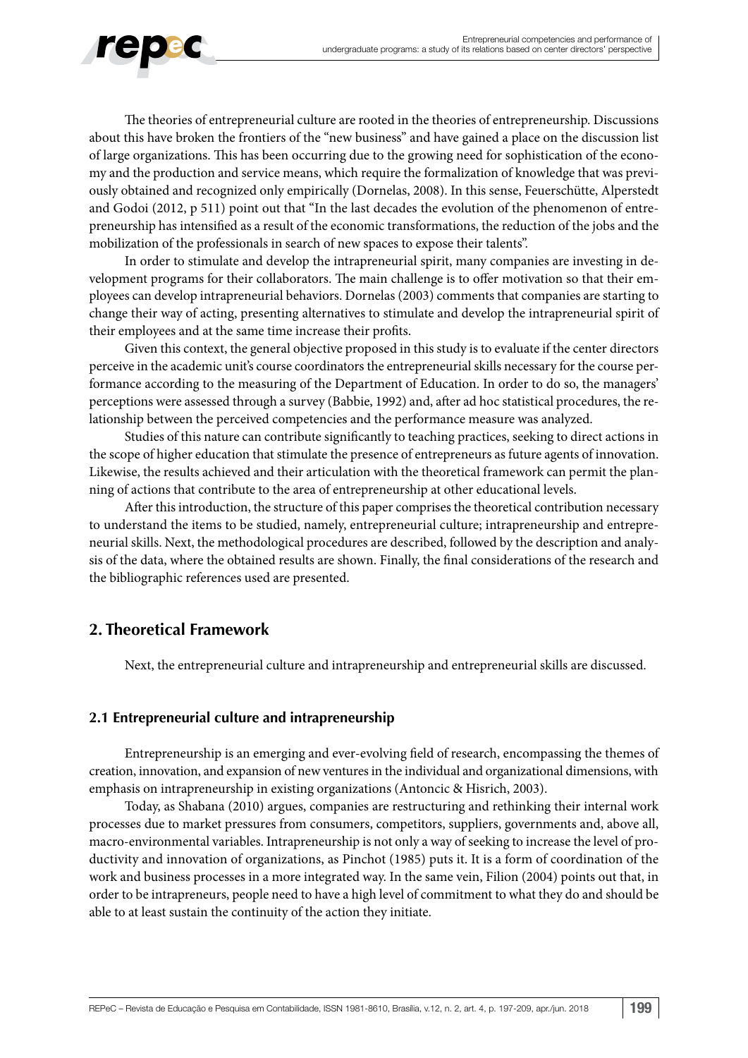The theories of entrepreneurial culture are rooted in the theories of entrepreneurship. Discussions about this have broken the frontiers of the "new business" and have gained a place on the discussion list of large organizations. This has been occurring due to the growing need for sophistication of the economy and the production and service means, which require the formalization of knowledge that was previously obtained and recognized only empirically (Dornelas, 2008). In this sense, Feuerschütte, Alperstedt and Godoi (2012, p 511) point out that "In the last decades the evolution of the phenomenon of entrepreneurship has intensified as a result of the economic transformations, the reduction of the jobs and the mobilization of the professionals in search of new spaces to expose their talents".

In order to stimulate and develop the intrapreneurial spirit, many companies are investing in development programs for their collaborators. The main challenge is to offer motivation so that their employees can develop intrapreneurial behaviors. Dornelas (2003) comments that companies are starting to change their way of acting, presenting alternatives to stimulate and develop the intrapreneurial spirit of their employees and at the same time increase their profits.

Given this context, the general objective proposed in this study is to evaluate if the center directors perceive in the academic unit's course coordinators the entrepreneurial skills necessary for the course performance according to the measuring of the Department of Education. In order to do so, the managers' perceptions were assessed through a survey (Babbie, 1992) and, after ad hoc statistical procedures, the relationship between the perceived competencies and the performance measure was analyzed.

Studies of this nature can contribute significantly to teaching practices, seeking to direct actions in the scope of higher education that stimulate the presence of entrepreneurs as future agents of innovation. Likewise, the results achieved and their articulation with the theoretical framework can permit the planning of actions that contribute to the area of entrepreneurship at other educational levels.

After this introduction, the structure of this paper comprises the theoretical contribution necessary to understand the items to be studied, namely, entrepreneurial culture; intrapreneurship and entrepreneurial skills. Next, the methodological procedures are described, followed by the description and analysis of the data, where the obtained results are shown. Finally, the final considerations of the research and the bibliographic references used are presented.

## 2. Theoretical Framework

Next, the entrepreneurial culture and intrapreneurship and entrepreneurial skills are discussed.

### 2.1 Entrepreneurial culture and intrapreneurship

Entrepreneurship is an emerging and ever-evolving field of research, encompassing the themes of creation, innovation, and expansion of new ventures in the individual and organizational dimensions, with emphasis on intrapreneurship in existing organizations (Antoncic & Hisrich, 2003).

Today, as Shabana (2010) argues, companies are restructuring and rethinking their internal work processes due to market pressures from consumers, competitors, suppliers, governments and, above all, macro-environmental variables. Intrapreneurship is not only a way of seeking to increase the level of productivity and innovation of organizations, as Pinchot (1985) puts it. It is a form of coordination of the work and business processes in a more integrated way. In the same vein, Filion (2004) points out that, in order to be intrapreneurs, people need to have a high level of commitment to what they do and should be able to at least sustain the continuity of the action they initiate.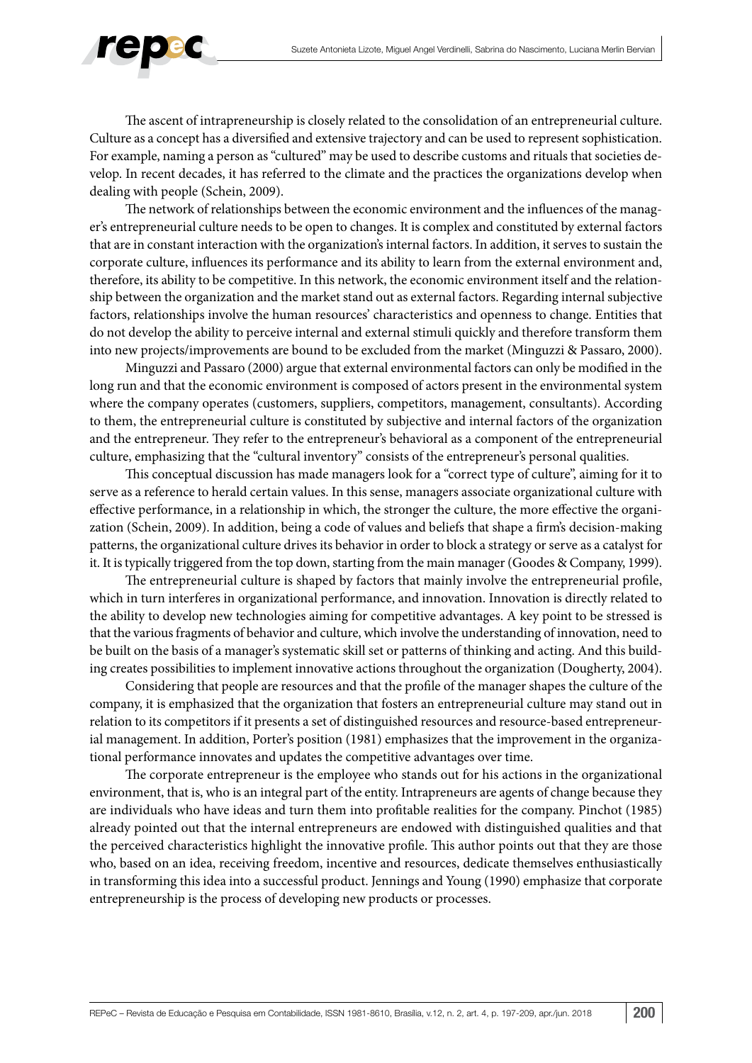The ascent of intrapreneurship is closely related to the consolidation of an entrepreneurial culture. Culture as a concept has a diversified and extensive trajectory and can be used to represent sophistication. For example, naming a person as "cultured" may be used to describe customs and rituals that societies develop. In recent decades, it has referred to the climate and the practices the organizations develop when dealing with people (Schein, 2009).

The network of relationships between the economic environment and the influences of the manager's entrepreneurial culture needs to be open to changes. It is complex and constituted by external factors that are in constant interaction with the organization's internal factors. In addition, it serves to sustain the corporate culture, influences its performance and its ability to learn from the external environment and, therefore, its ability to be competitive. In this network, the economic environment itself and the relationship between the organization and the market stand out as external factors. Regarding internal subjective factors, relationships involve the human resources' characteristics and openness to change. Entities that do not develop the ability to perceive internal and external stimuli quickly and therefore transform them into new projects/improvements are bound to be excluded from the market (Minguzzi & Passaro, 2000).

Minguzzi and Passaro (2000) argue that external environmental factors can only be modified in the long run and that the economic environment is composed of actors present in the environmental system where the company operates (customers, suppliers, competitors, management, consultants). According to them, the entrepreneurial culture is constituted by subjective and internal factors of the organization and the entrepreneur. They refer to the entrepreneur's behavioral as a component of the entrepreneurial culture, emphasizing that the "cultural inventory" consists of the entrepreneur's personal qualities.

This conceptual discussion has made managers look for a "correct type of culture", aiming for it to serve as a reference to herald certain values. In this sense, managers associate organizational culture with effective performance, in a relationship in which, the stronger the culture, the more effective the organization (Schein, 2009). In addition, being a code of values and beliefs that shape a firm's decision-making patterns, the organizational culture drives its behavior in order to block a strategy or serve as a catalyst for it. It is typically triggered from the top down, starting from the main manager (Goodes & Company, 1999).

The entrepreneurial culture is shaped by factors that mainly involve the entrepreneurial profile, which in turn interferes in organizational performance, and innovation. Innovation is directly related to the ability to develop new technologies aiming for competitive advantages. A key point to be stressed is that the various fragments of behavior and culture, which involve the understanding of innovation, need to be built on the basis of a manager's systematic skill set or patterns of thinking and acting. And this building creates possibilities to implement innovative actions throughout the organization (Dougherty, 2004).

Considering that people are resources and that the profile of the manager shapes the culture of the company, it is emphasized that the organization that fosters an entrepreneurial culture may stand out in relation to its competitors if it presents a set of distinguished resources and resource-based entrepreneurial management. In addition, Porter's position (1981) emphasizes that the improvement in the organizational performance innovates and updates the competitive advantages over time.

The corporate entrepreneur is the employee who stands out for his actions in the organizational environment, that is, who is an integral part of the entity. Intrapreneurs are agents of change because they are individuals who have ideas and turn them into profitable realities for the company. Pinchot (1985) already pointed out that the internal entrepreneurs are endowed with distinguished qualities and that the perceived characteristics highlight the innovative profile. This author points out that they are those who, based on an idea, receiving freedom, incentive and resources, dedicate themselves enthusiastically in transforming this idea into a successful product. Jennings and Young (1990) emphasize that corporate entrepreneurship is the process of developing new products or processes.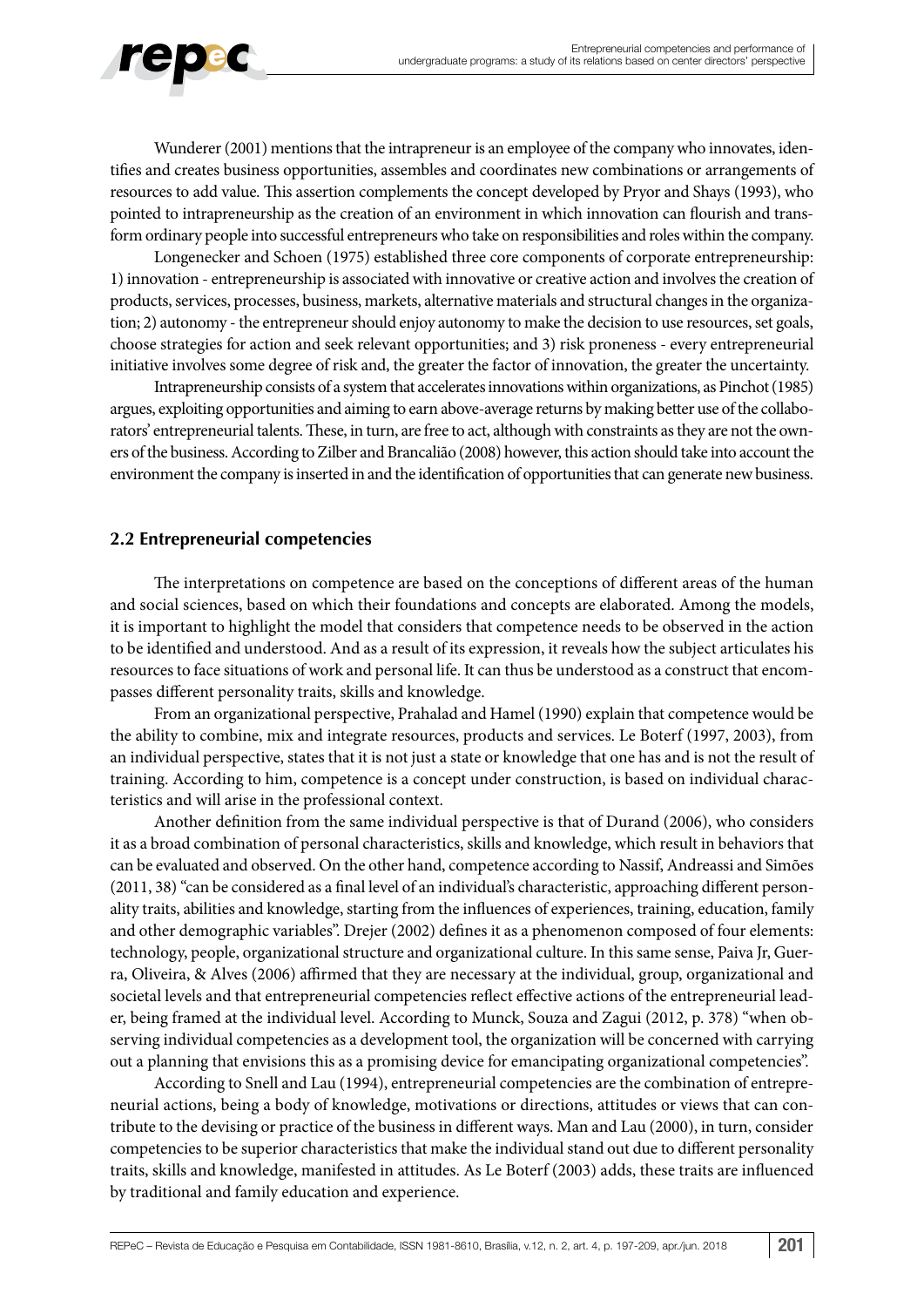Wunderer (2001) mentions that the intrapreneur is an employee of the company who innovates, identifies and creates business opportunities, assembles and coordinates new combinations or arrangements of resources to add value. This assertion complements the concept developed by Pryor and Shays (1993), who pointed to intrapreneurship as the creation of an environment in which innovation can flourish and transform ordinary people into successful entrepreneurs who take on responsibilities and roles within the company.

Longenecker and Schoen (1975) established three core components of corporate entrepreneurship: 1) innovation - entrepreneurship is associated with innovative or creative action and involves the creation of products, services, processes, business, markets, alternative materials and structural changes in the organization; 2) autonomy - the entrepreneur should enjoy autonomy to make the decision to use resources, set goals, choose strategies for action and seek relevant opportunities; and 3) risk proneness - every entrepreneurial initiative involves some degree of risk and, the greater the factor of innovation, the greater the uncertainty.

Intrapreneurship consists of a system that accelerates innovations within organizations, as Pinchot (1985) argues, exploiting opportunities and aiming to earn above-average returns by making better use of the collaborators' entrepreneurial talents. These, in turn, are free to act, although with constraints as they are not the owners of the business. According to Zilber and Brancalião (2008) however, this action should take into account the environment the company is inserted in and the identification of opportunities that can generate new business.

## 2.2 Entrepreneurial competencies

The interpretations on competence are based on the conceptions of different areas of the human and social sciences, based on which their foundations and concepts are elaborated. Among the models, it is important to highlight the model that considers that competence needs to be observed in the action to be identified and understood. And as a result of its expression, it reveals how the subject articulates his resources to face situations of work and personal life. It can thus be understood as a construct that encompasses different personality traits, skills and knowledge.

From an organizational perspective, Prahalad and Hamel (1990) explain that competence would be the ability to combine, mix and integrate resources, products and services. Le Boterf (1997, 2003), from an individual perspective, states that it is not just a state or knowledge that one has and is not the result of training. According to him, competence is a concept under construction, is based on individual characteristics and will arise in the professional context.

Another definition from the same individual perspective is that of Durand (2006), who considers it as a broad combination of personal characteristics, skills and knowledge, which result in behaviors that can be evaluated and observed. On the other hand, competence according to Nassif, Andreassi and Simões (2011, 38) "can be considered as a final level of an individual's characteristic, approaching different personality traits, abilities and knowledge, starting from the influences of experiences, training, education, family and other demographic variables". Drejer (2002) defines it as a phenomenon composed of four elements: technology, people, organizational structure and organizational culture. In this same sense, Paiva Jr, Guerra, Oliveira, & Alves (2006) affirmed that they are necessary at the individual, group, organizational and societal levels and that entrepreneurial competencies reflect effective actions of the entrepreneurial leader, being framed at the individual level. According to Munck, Souza and Zagui (2012, p. 378) "when observing individual competencies as a development tool, the organization will be concerned with carrying out a planning that envisions this as a promising device for emancipating organizational competencies".

According to Snell and Lau (1994), entrepreneurial competencies are the combination of entrepreneurial actions, being a body of knowledge, motivations or directions, attitudes or views that can contribute to the devising or practice of the business in different ways. Man and Lau (2000), in turn, consider competencies to be superior characteristics that make the individual stand out due to different personality traits, skills and knowledge, manifested in attitudes. As Le Boterf (2003) adds, these traits are influenced by traditional and family education and experience.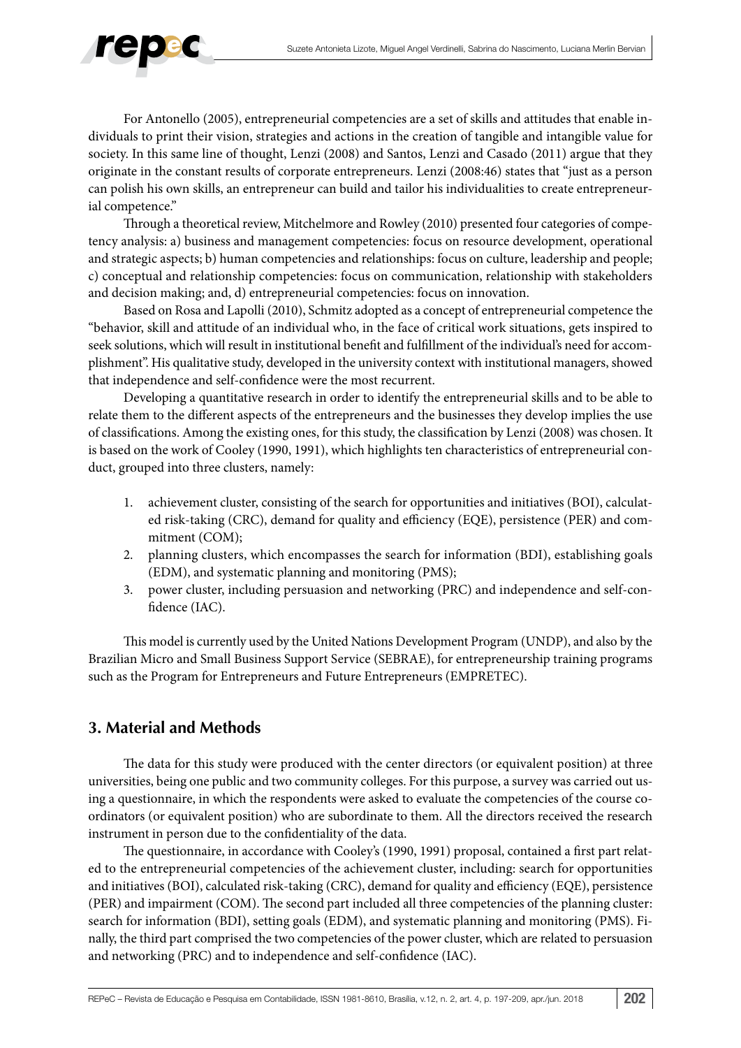For Antonello (2005), entrepreneurial competencies are a set of skills and attitudes that enable individuals to print their vision, strategies and actions in the creation of tangible and intangible value for society. In this same line of thought, Lenzi (2008) and Santos, Lenzi and Casado (2011) argue that they originate in the constant results of corporate entrepreneurs. Lenzi (2008:46) states that "just as a person can polish his own skills, an entrepreneur can build and tailor his individualities to create entrepreneurial competence."

Through a theoretical review, Mitchelmore and Rowley (2010) presented four categories of competency analysis: a) business and management competencies: focus on resource development, operational and strategic aspects; b) human competencies and relationships: focus on culture, leadership and people; c) conceptual and relationship competencies: focus on communication, relationship with stakeholders and decision making; and, d) entrepreneurial competencies: focus on innovation.

Based on Rosa and Lapolli (2010), Schmitz adopted as a concept of entrepreneurial competence the "behavior, skill and attitude of an individual who, in the face of critical work situations, gets inspired to seek solutions, which will result in institutional benefit and fulfillment of the individual's need for accomplishment". His qualitative study, developed in the university context with institutional managers, showed that independence and self-confidence were the most recurrent.

Developing a quantitative research in order to identify the entrepreneurial skills and to be able to relate them to the different aspects of the entrepreneurs and the businesses they develop implies the use of classifications. Among the existing ones, for this study, the classification by Lenzi (2008) was chosen. It is based on the work of Cooley (1990, 1991), which highlights ten characteristics of entrepreneurial conduct, grouped into three clusters, namely:

1. achievement cluster, consisting of the search for opportunities and initiatives (BOI), calculated risk-taking (CRC), demand for quality and efficiency (EQE), persistence (PER) and commitment (COM);
2. planning clusters, which encompasses the search for information (BDI), establishing goals (EDM), and systematic planning and monitoring (PMS);
3. power cluster, including persuasion and networking (PRC) and independence and self-confidence (IAC).

This model is currently used by the United Nations Development Program (UNDP), and also by the Brazilian Micro and Small Business Support Service (SEBRAE), for entrepreneurship training programs such as the Program for Entrepreneurs and Future Entrepreneurs (EMPRETEC).

## 3. Material and Methods

The data for this study were produced with the center directors (or equivalent position) at three universities, being one public and two community colleges. For this purpose, a survey was carried out using a questionnaire, in which the respondents were asked to evaluate the competencies of the course coordinators (or equivalent position) who are subordinate to them. All the directors received the research instrument in person due to the confidentiality of the data.

The questionnaire, in accordance with Cooley's (1990, 1991) proposal, contained a first part related to the entrepreneurial competencies of the achievement cluster, including: search for opportunities and initiatives (BOI), calculated risk-taking (CRC), demand for quality and efficiency (EQE), persistence (PER) and impairment (COM). The second part included all three competencies of the planning cluster: search for information (BDI), setting goals (EDM), and systematic planning and monitoring (PMS). Finally, the third part comprised the two competencies of the power cluster, which are related to persuasion and networking (PRC) and to independence and self-confidence (IAC).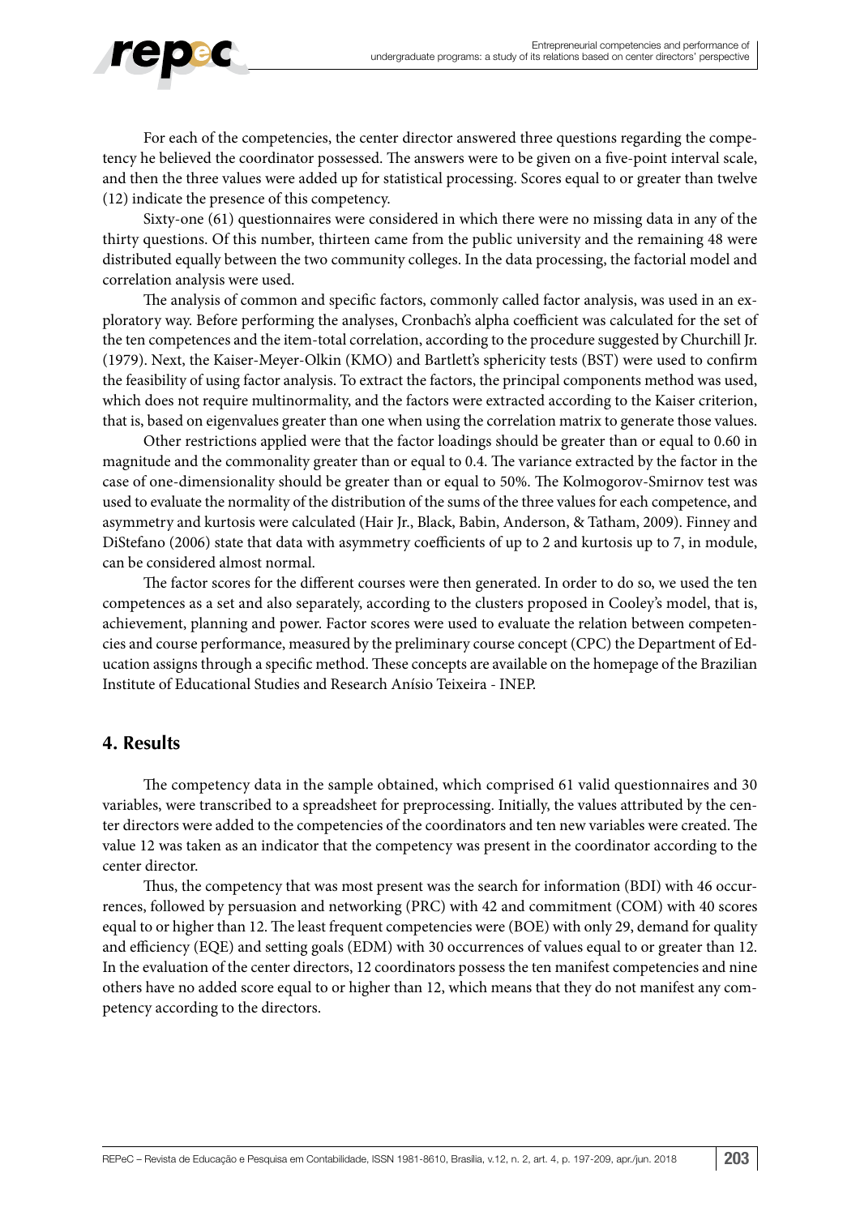For each of the competencies, the center director answered three questions regarding the competency he believed the coordinator possessed. The answers were to be given on a five-point interval scale, and then the three values were added up for statistical processing. Scores equal to or greater than twelve (12) indicate the presence of this competency.

Sixty-one (61) questionnaires were considered in which there were no missing data in any of the thirty questions. Of this number, thirteen came from the public university and the remaining 48 were distributed equally between the two community colleges. In the data processing, the factorial model and correlation analysis were used.

The analysis of common and specific factors, commonly called factor analysis, was used in an exploratory way. Before performing the analyses, Cronbach's alpha coefficient was calculated for the set of the ten competences and the item-total correlation, according to the procedure suggested by Churchill Jr. (1979). Next, the Kaiser-Meyer-Olkin (KMO) and Bartlett's sphericity tests (BST) were used to confirm the feasibility of using factor analysis. To extract the factors, the principal components method was used, which does not require multinormality, and the factors were extracted according to the Kaiser criterion, that is, based on eigenvalues greater than one when using the correlation matrix to generate those values.

Other restrictions applied were that the factor loadings should be greater than or equal to 0.60 in magnitude and the commonality greater than or equal to 0.4. The variance extracted by the factor in the case of one-dimensionality should be greater than or equal to 50%. The Kolmogorov-Smirnov test was used to evaluate the normality of the distribution of the sums of the three values for each competence, and asymmetry and kurtosis were calculated (Hair Jr., Black, Babin, Anderson, & Tatham, 2009). Finney and DiStefano (2006) state that data with asymmetry coefficients of up to 2 and kurtosis up to 7, in module, can be considered almost normal.

The factor scores for the different courses were then generated. In order to do so, we used the ten competences as a set and also separately, according to the clusters proposed in Cooley's model, that is, achievement, planning and power. Factor scores were used to evaluate the relation between competencies and course performance, measured by the preliminary course concept (CPC) the Department of Education assigns through a specific method. These concepts are available on the homepage of the Brazilian Institute of Educational Studies and Research Anísio Teixeira - INEP.

## 4. Results

The competency data in the sample obtained, which comprised 61 valid questionnaires and 30 variables, were transcribed to a spreadsheet for preprocessing. Initially, the values attributed by the center directors were added to the competencies of the coordinators and ten new variables were created. The value 12 was taken as an indicator that the competency was present in the coordinator according to the center director.

Thus, the competency that was most present was the search for information (BDI) with 46 occurrences, followed by persuasion and networking (PRC) with 42 and commitment (COM) with 40 scores equal to or higher than 12. The least frequent competencies were (BOE) with only 29, demand for quality and efficiency (EQE) and setting goals (EDM) with 30 occurrences of values equal to or greater than 12. In the evaluation of the center directors, 12 coordinators possess the ten manifest competencies and nine others have no added score equal to or higher than 12, which means that they do not manifest any competency according to the directors.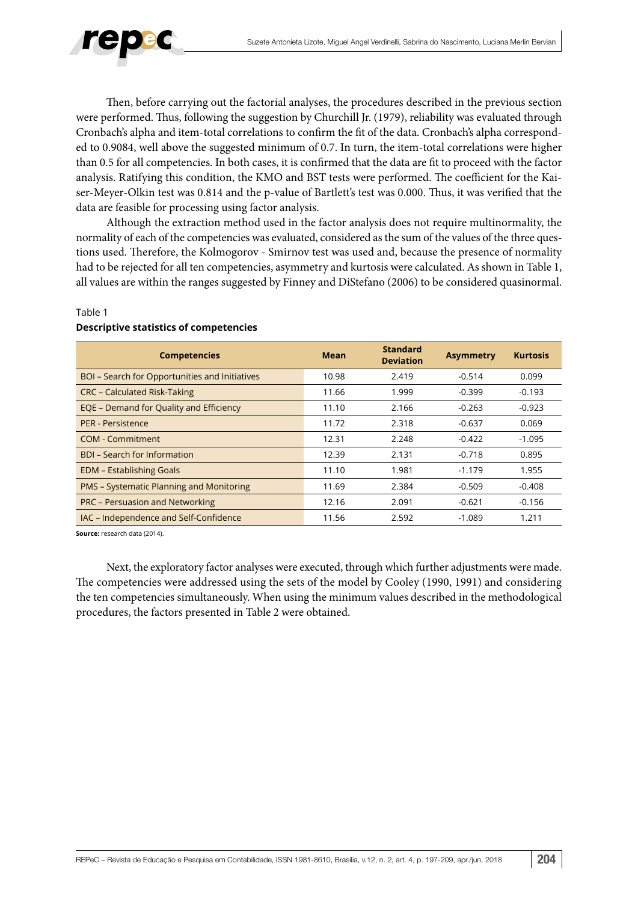Then, before carrying out the factorial analyses, the procedures described in the previous section were performed. Thus, following the suggestion by Churchill Jr. (1979), reliability was evaluated through Cronbach's alpha and item-total correlations to confirm the fit of the data. Cronbach's alpha corresponded to 0.9084, well above the suggested minimum of 0.7. In turn, the item-total correlations were higher than 0.5 for all competencies. In both cases, it is confirmed that the data are fit to proceed with the factor analysis. Ratifying this condition, the KMO and BST tests were performed. The coefficient for the Kaiser-Meyer-Olkin test was 0.814 and the p-value of Bartlett's test was 0.000. Thus, it was verified that the data are feasible for processing using factor analysis.

Although the extraction method used in the factor analysis does not require multinormality, the normality of each of the competencies was evaluated, considered as the sum of the values of the three questions used. Therefore, the Kolmogorov - Smirnov test was used and, because the presence of normality had to be rejected for all ten competencies, asymmetry and kurtosis were calculated. As shown in Table 1, all values are within the ranges suggested by Finney and DiStefano (2006) to be considered quasinormal.

Table 1
**Descriptive statistics of competencies**

| Competencies | Mean | Standard Deviation | Asymmetry | Kurtosis |
|---|---|---|---|---|
| BOI – Search for Opportunities and Initiatives | 10.98 | 2.419 | -0.514 | 0.099 |
| CRC – Calculated Risk-Taking | 11.66 | 1.999 | -0.399 | -0.193 |
| EQE – Demand for Quality and Efficiency | 11.10 | 2.166 | -0.263 | -0.923 |
| PER - Persistence | 11.72 | 2.318 | -0.637 | 0.069 |
| COM - Commitment | 12.31 | 2.248 | -0.422 | -1.095 |
| BDI – Search for Information | 12.39 | 2.131 | -0.718 | 0.895 |
| EDM – Establishing Goals | 11.10 | 1.981 | -1.179 | 1.955 |
| PMS – Systematic Planning and Monitoring | 11.69 | 2.384 | -0.509 | -0.408 |
| PRC – Persuasion and Networking | 12.16 | 2.091 | -0.621 | -0.156 |
| IAC – Independence and Self-Confidence | 11.56 | 2.592 | -1.089 | 1.211 |

**Source:** research data (2014).

Next, the exploratory factor analyses were executed, through which further adjustments were made. The competencies were addressed using the sets of the model by Cooley (1990, 1991) and considering the ten competencies simultaneously. When using the minimum values described in the methodological procedures, the factors presented in Table 2 were obtained.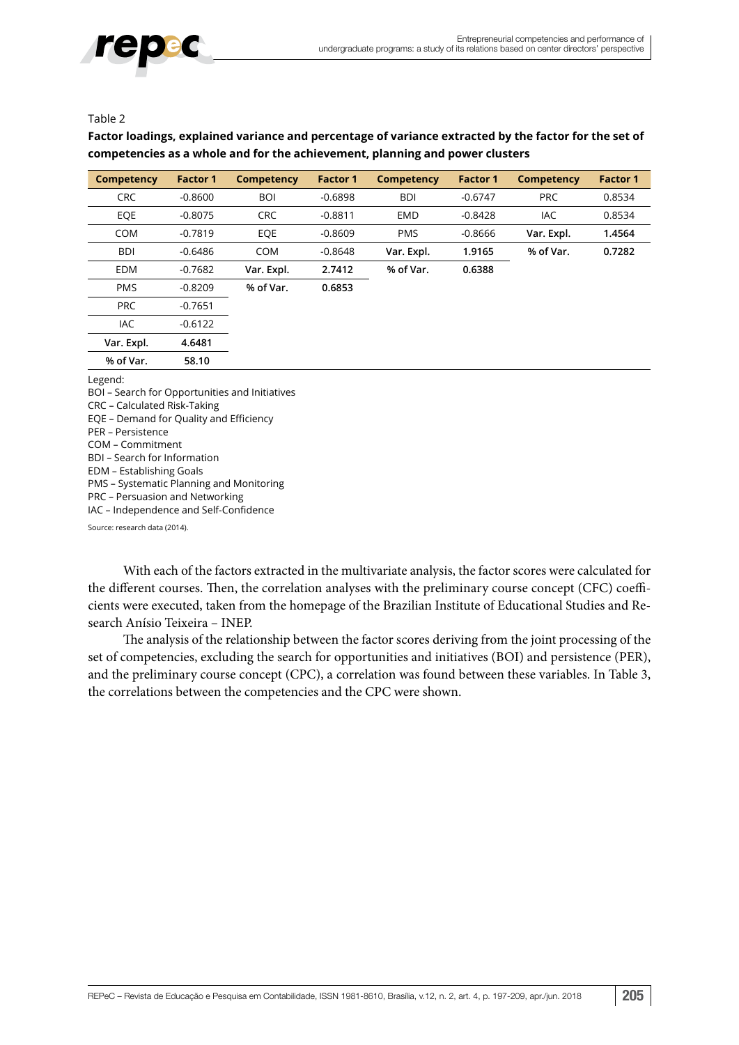Table 2

**Factor loadings, explained variance and percentage of variance extracted by the factor for the set of competencies as a whole and for the achievement, planning and power clusters**

| Competency | Factor 1 | Competency | Factor 1 | Competency | Factor 1 | Competency | Factor 1 |
|---|---|---|---|---|---|---|---|
| CRC | -0.8600 | BOI | -0.6898 | BDI | -0.6747 | PRC | 0.8534 |
| EQE | -0.8075 | CRC | -0.8811 | EMD | -0.8428 | IAC | 0.8534 |
| COM | -0.7819 | EQE | -0.8609 | PMS | -0.8666 | **Var. Expl.** | **1.4564** |
| BDI | -0.6486 | COM | -0.8648 | **Var. Expl.** | **1.9165** | **% of Var.** | **0.7282** |
| EDM | -0.7682 | **Var. Expl.** | **2.7412** | **% of Var.** | **0.6388** | | |
| PMS | -0.8209 | **% of Var.** | **0.6853** | | | | |
| PRC | -0.7651 | | | | | | |
| IAC | -0.6122 | | | | | | |
| **Var. Expl.** | **4.6481** | | | | | | |
| **% of Var.** | **58.10** | | | | | | |

Legend:
BOI – Search for Opportunities and Initiatives
CRC – Calculated Risk-Taking
EQE – Demand for Quality and Efficiency
PER – Persistence
COM – Commitment
BDI – Search for Information
EDM – Establishing Goals
PMS – Systematic Planning and Monitoring
PRC – Persuasion and Networking
IAC – Independence and Self-Confidence

Source: research data (2014).

With each of the factors extracted in the multivariate analysis, the factor scores were calculated for the different courses. Then, the correlation analyses with the preliminary course concept (CFC) coefficients were executed, taken from the homepage of the Brazilian Institute of Educational Studies and Research Anísio Teixeira – INEP.

The analysis of the relationship between the factor scores deriving from the joint processing of the set of competencies, excluding the search for opportunities and initiatives (BOI) and persistence (PER), and the preliminary course concept (CPC), a correlation was found between these variables. In Table 3, the correlations between the competencies and the CPC were shown.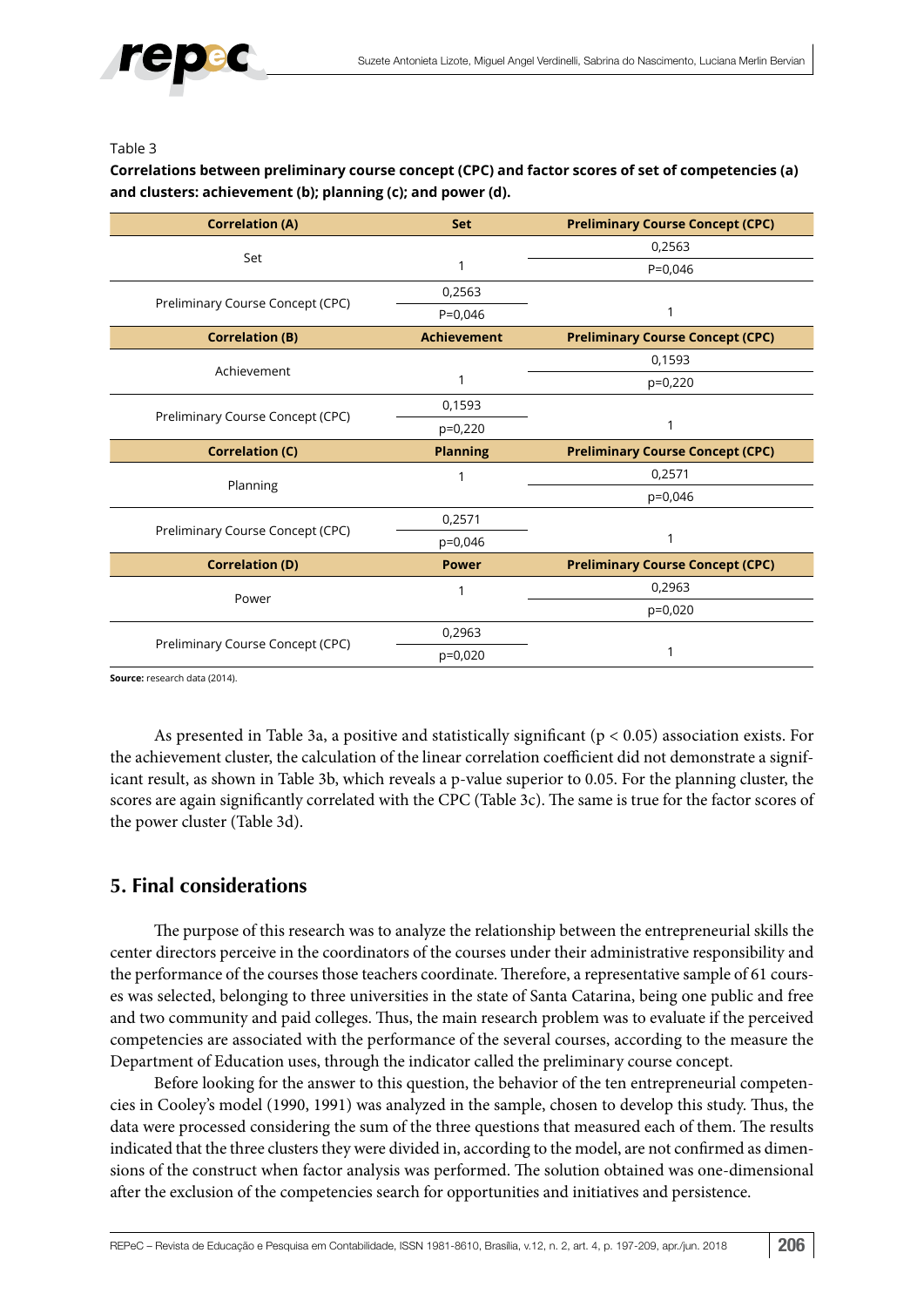Table 3

**Correlations between preliminary course concept (CPC) and factor scores of set of competencies (a) and clusters: achievement (b); planning (c); and power (d).**

| Correlation (A) | Set | Preliminary Course Concept (CPC) |
|---|---|---|
| Set | 1 | 0,2563 |
| | | P=0,046 |
| Preliminary Course Concept (CPC) | 0,2563 | 1 |
| | P=0,046 | |
| **Correlation (B)** | **Achievement** | **Preliminary Course Concept (CPC)** |
| Achievement | 1 | 0,1593 |
| | | p=0,220 |
| Preliminary Course Concept (CPC) | 0,1593 | 1 |
| | p=0,220 | |
| **Correlation (C)** | **Planning** | **Preliminary Course Concept (CPC)** |
| Planning | 1 | 0,2571 |
| | | p=0,046 |
| Preliminary Course Concept (CPC) | 0,2571 | 1 |
| | p=0,046 | |
| **Correlation (D)** | **Power** | **Preliminary Course Concept (CPC)** |
| Power | 1 | 0,2963 |
| | | p=0,020 |
| Preliminary Course Concept (CPC) | 0,2963 | 1 |
| | p=0,020 | |

**Source:** research data (2014).

As presented in Table 3a, a positive and statistically significant ($p < 0.05$) association exists. For the achievement cluster, the calculation of the linear correlation coefficient did not demonstrate a significant result, as shown in Table 3b, which reveals a p-value superior to 0.05. For the planning cluster, the scores are again significantly correlated with the CPC (Table 3c). The same is true for the factor scores of the power cluster (Table 3d).

## 5. Final considerations

The purpose of this research was to analyze the relationship between the entrepreneurial skills the center directors perceive in the coordinators of the courses under their administrative responsibility and the performance of the courses those teachers coordinate. Therefore, a representative sample of 61 courses was selected, belonging to three universities in the state of Santa Catarina, being one public and free and two community and paid colleges. Thus, the main research problem was to evaluate if the perceived competencies are associated with the performance of the several courses, according to the measure the Department of Education uses, through the indicator called the preliminary course concept.

Before looking for the answer to this question, the behavior of the ten entrepreneurial competencies in Cooley's model (1990, 1991) was analyzed in the sample, chosen to develop this study. Thus, the data were processed considering the sum of the three questions that measured each of them. The results indicated that the three clusters they were divided in, according to the model, are not confirmed as dimensions of the construct when factor analysis was performed. The solution obtained was one-dimensional after the exclusion of the competencies search for opportunities and initiatives and persistence.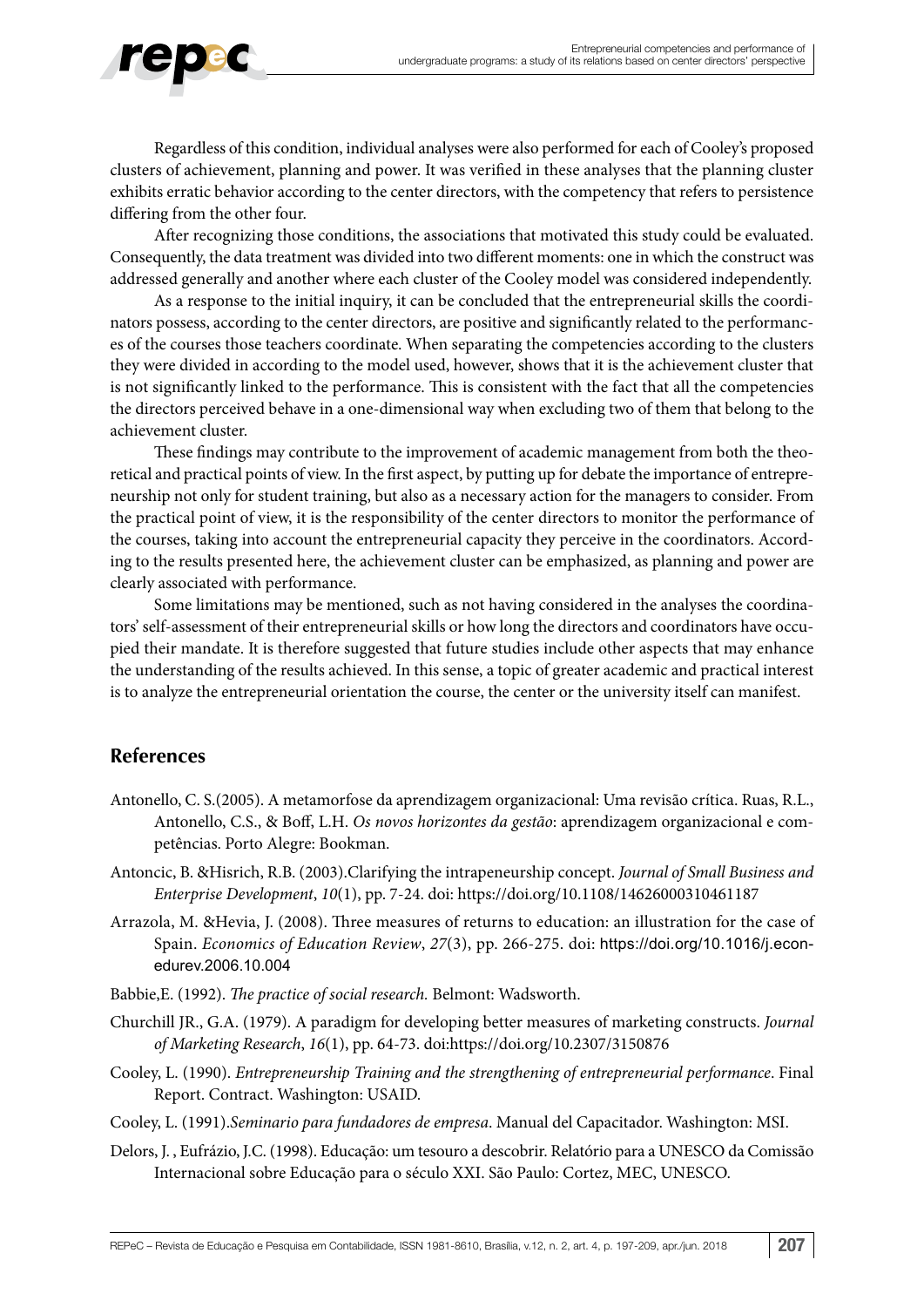Regardless of this condition, individual analyses were also performed for each of Cooley's proposed clusters of achievement, planning and power. It was verified in these analyses that the planning cluster exhibits erratic behavior according to the center directors, with the competency that refers to persistence differing from the other four.

After recognizing those conditions, the associations that motivated this study could be evaluated. Consequently, the data treatment was divided into two different moments: one in which the construct was addressed generally and another where each cluster of the Cooley model was considered independently.

As a response to the initial inquiry, it can be concluded that the entrepreneurial skills the coordinators possess, according to the center directors, are positive and significantly related to the performances of the courses those teachers coordinate. When separating the competencies according to the clusters they were divided in according to the model used, however, shows that it is the achievement cluster that is not significantly linked to the performance. This is consistent with the fact that all the competencies the directors perceived behave in a one-dimensional way when excluding two of them that belong to the achievement cluster.

These findings may contribute to the improvement of academic management from both the theoretical and practical points of view. In the first aspect, by putting up for debate the importance of entrepreneurship not only for student training, but also as a necessary action for the managers to consider. From the practical point of view, it is the responsibility of the center directors to monitor the performance of the courses, taking into account the entrepreneurial capacity they perceive in the coordinators. According to the results presented here, the achievement cluster can be emphasized, as planning and power are clearly associated with performance.

Some limitations may be mentioned, such as not having considered in the analyses the coordinators' self-assessment of their entrepreneurial skills or how long the directors and coordinators have occupied their mandate. It is therefore suggested that future studies include other aspects that may enhance the understanding of the results achieved. In this sense, a topic of greater academic and practical interest is to analyze the entrepreneurial orientation the course, the center or the university itself can manifest.

## References

Antonello, C. S.(2005). A metamorfose da aprendizagem organizacional: Uma revisão crítica. Ruas, R.L., Antonello, C.S., & Boff, L.H. *Os novos horizontes da gestão*: aprendizagem organizacional e competências. Porto Alegre: Bookman.

Antoncic, B. &Hisrich, R.B. (2003).Clarifying the intrapeneurship concept. *Journal of Small Business and Enterprise Development*, *10*(1), pp. 7-24. doi: https://doi.org/10.1108/14626000310461187

Arrazola, M. &Hevia, J. (2008). Three measures of returns to education: an illustration for the case of Spain. *Economics of Education Review*, *27*(3), pp. 266-275. doi: https://doi.org/10.1016/j.econedurev.2006.10.004

Babbie,E. (1992). *The practice of social research.* Belmont: Wadsworth.

Churchill JR., G.A. (1979). A paradigm for developing better measures of marketing constructs. *Journal of Marketing Research*, *16*(1), pp. 64-73. doi:https://doi.org/10.2307/3150876

Cooley, L. (1990). *Entrepreneurship Training and the strengthening of entrepreneurial performance*. Final Report. Contract. Washington: USAID.

Cooley, L. (1991).*Seminario para fundadores de empresa*. Manual del Capacitador. Washington: MSI.

Delors, J. , Eufrázio, J.C. (1998). Educação: um tesouro a descobrir. Relatório para a UNESCO da Comissão Internacional sobre Educação para o século XXI. São Paulo: Cortez, MEC, UNESCO.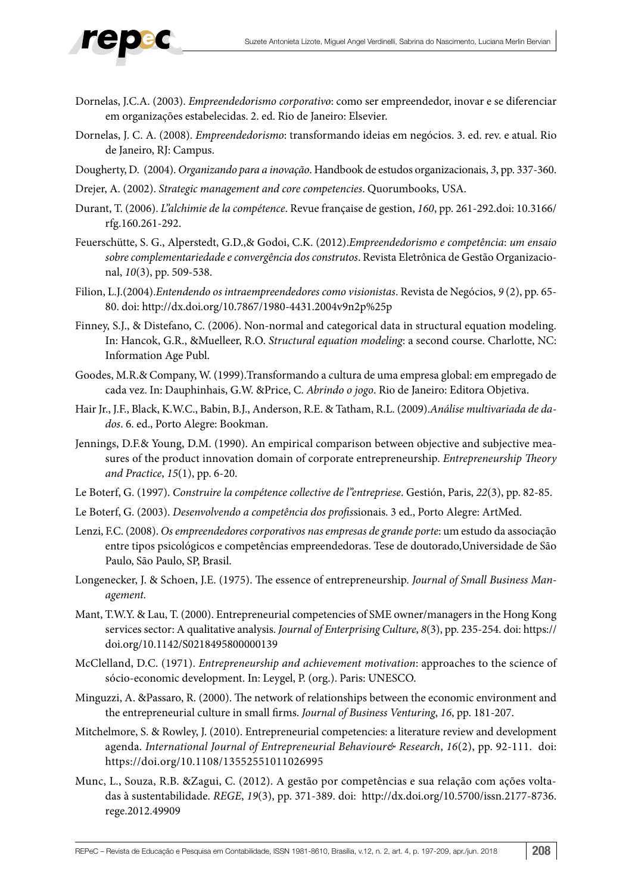Dornelas, J.C.A. (2003). *Empreendedorismo corporativo*: como ser empreendedor, inovar e se diferenciar em organizações estabelecidas. 2. ed. Rio de Janeiro: Elsevier.

Dornelas, J. C. A. (2008). *Empreendedorismo*: transformando ideias em negócios. 3. ed. rev. e atual. Rio de Janeiro, RJ: Campus.

Dougherty, D. (2004). *Organizando para a inovação*. Handbook de estudos organizacionais, *3*, pp. 337-360.

Drejer, A. (2002). *Strategic management and core competencies*. Quorumbooks, USA.

Durant, T. (2006). *L'alchimie de la compétence*. Revue française de gestion, *160*, pp. 261-292.doi: 10.3166/rfg.160.261-292.

Feuerschütte, S. G., Alperstedt, G.D.,& Godoi, C.K. (2012).*Empreendedorismo e competência*: *um ensaio sobre complementariedade e convergência dos construtos*. Revista Eletrônica de Gestão Organizacional, *10*(3), pp. 509-538.

Filion, L.J.(2004).*Entendendo os intraempreendedores como visionistas*. Revista de Negócios, *9* (2), pp. 65-80. doi: http://dx.doi.org/10.7867/1980-4431.2004v9n2p%25p

Finney, S.J., & Distefano, C. (2006). Non-normal and categorical data in structural equation modeling. In: Hancok, G.R., &Muelleer, R.O. *Structural equation modeling*: a second course. Charlotte, NC: Information Age Publ.

Goodes, M.R.& Company, W. (1999).Transformando a cultura de uma empresa global: em empregado de cada vez. In: Dauphinhais, G.W. &Price, C. *Abrindo o jogo*. Rio de Janeiro: Editora Objetiva.

Hair Jr., J.F., Black, K.W.C., Babin, B.J., Anderson, R.E. & Tatham, R.L. (2009).*Análise multivariada de dados*. 6. ed., Porto Alegre: Bookman.

Jennings, D.F.& Young, D.M. (1990). An empirical comparison between objective and subjective measures of the product innovation domain of corporate entrepreneurship. *Entrepreneurship Theory and Practice*, *15*(1), pp. 6-20.

Le Boterf, G. (1997). *Construire la compétence collective de l"entrepriese*. Gestión, Paris, *22*(3), pp. 82-85.

Le Boterf, G. (2003). *Desenvolvendo a competência dos profis*sionais. 3 ed., Porto Alegre: ArtMed.

Lenzi, F.C. (2008). *Os empreendedores corporativos nas empresas de grande porte*: um estudo da associação entre tipos psicológicos e competências empreendedoras. Tese de doutorado,Universidade de São Paulo, São Paulo, SP, Brasil.

Longenecker, J. & Schoen, J.E. (1975). The essence of entrepreneurship. *Journal of Small Business Management*.

Mant, T.W.Y. & Lau, T. (2000). Entrepreneurial competencies of SME owner/managers in the Hong Kong services sector: A qualitative analysis. *Journal of Enterprising Culture*, *8*(3), pp. 235-254. doi: https://doi.org/10.1142/S0218495800000139

McClelland, D.C. (1971). *Entrepreneurship and achievement motivation*: approaches to the science of sócio-economic development. In: Leygel, P. (org.). Paris: UNESCO.

Minguzzi, A. &Passaro, R. (2000). The network of relationships between the economic environment and the entrepreneurial culture in small firms. *Journal of Business Venturing*, *16*, pp. 181-207.

Mitchelmore, S. & Rowley, J. (2010). Entrepreneurial competencies: a literature review and development agenda. *International Journal of Entrepreneurial Behaviour& Research*, *16*(2), pp. 92-111. doi: https://doi.org/10.1108/13552551011026995

Munc, L., Souza, R.B. &Zagui, C. (2012). A gestão por competências e sua relação com ações voltadas à sustentabilidade. *REGE*, *19*(3), pp. 371-389. doi: http://dx.doi.org/10.5700/issn.2177-8736.rege.2012.49909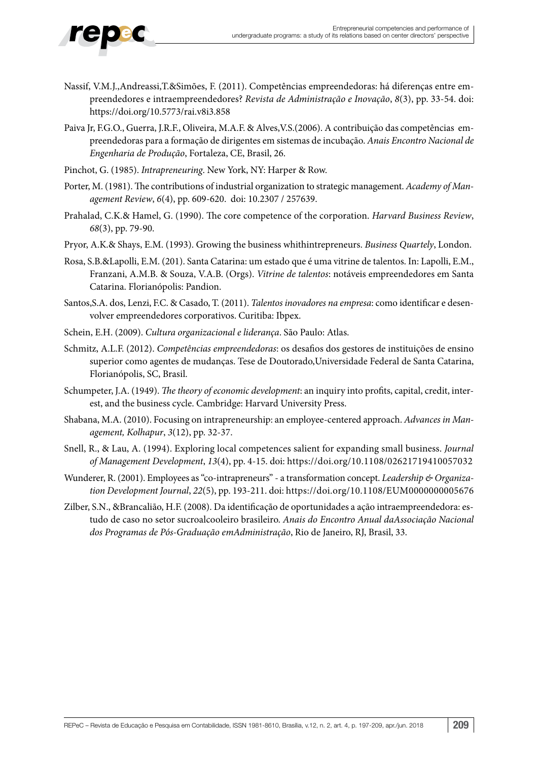Nassif, V.M.J.,Andreassi,T.&Simões, F. (2011). Competências empreendedoras: há diferenças entre empreendedores e intraempreendedores? *Revista de Administração e Inovação*, *8*(3), pp. 33-54. doi: https://doi.org/10.5773/rai.v8i3.858

Paiva Jr, F.G.O., Guerra, J.R.F., Oliveira, M.A.F. & Alves,V.S.(2006). A contribuição das competências empreendedoras para a formação de dirigentes em sistemas de incubação. *Anais Encontro Nacional de Engenharia de Produção*, Fortaleza, CE, Brasil, 26.

Pinchot, G. (1985). *Intrapreneuring*. New York, NY: Harper & Row.

Porter, M. (1981). The contributions of industrial organization to strategic management. *Academy of Management Review*, *6*(4), pp. 609-620. doi: 10.2307 / 257639.

Prahalad, C.K.& Hamel, G. (1990). The core competence of the corporation. *Harvard Business Review*, *68*(3), pp. 79-90.

Pryor, A.K.& Shays, E.M. (1993). Growing the business whithintrepreneurs. *Business Quartely*, London.

Rosa, S.B.&Lapolli, E.M. (201). Santa Catarina: um estado que é uma vitrine de talentos. In: Lapolli, E.M., Franzani, A.M.B. & Souza, V.A.B. (Orgs). *Vitrine de talentos*: notáveis empreendedores em Santa Catarina. Florianópolis: Pandion.

Santos,S.A. dos, Lenzi, F.C. & Casado, T. (2011). *Talentos inovadores na empresa*: como identificar e desenvolver empreendedores corporativos. Curitiba: Ibpex.

Schein, E.H. (2009). *Cultura organizacional e liderança*. São Paulo: Atlas.

Schmitz, A.L.F. (2012). *Competências empreendedoras*: os desafios dos gestores de instituições de ensino superior como agentes de mudanças. Tese de Doutorado,Universidade Federal de Santa Catarina, Florianópolis, SC, Brasil.

Schumpeter, J.A. (1949). *The theory of economic development*: an inquiry into profits, capital, credit, interest, and the business cycle. Cambridge: Harvard University Press.

Shabana, M.A. (2010). Focusing on intrapreneurship: an employee-centered approach. *Advances in Management, Kolhapur*, *3*(12), pp. 32-37.

Snell, R., & Lau, A. (1994). Exploring local competences salient for expanding small business. *Journal of Management Development*, *13*(4), pp. 4-15. doi: https://doi.org/10.1108/02621719410057032

Wunderer, R. (2001). Employees as "co-intrapreneurs" - a transformation concept. *Leadership & Organization Development Journal*, *22*(5), pp. 193-211. doi: https://doi.org/10.1108/EUM0000000005676

Zilber, S.N., &Brancalião, H.F. (2008). Da identificação de oportunidades a ação intraempreendedora: estudo de caso no setor sucroalcooleiro brasileiro. *Anais do Encontro Anual daAssociação Nacional dos Programas de Pós-Graduação emAdministração*, Rio de Janeiro, RJ, Brasil, 33.